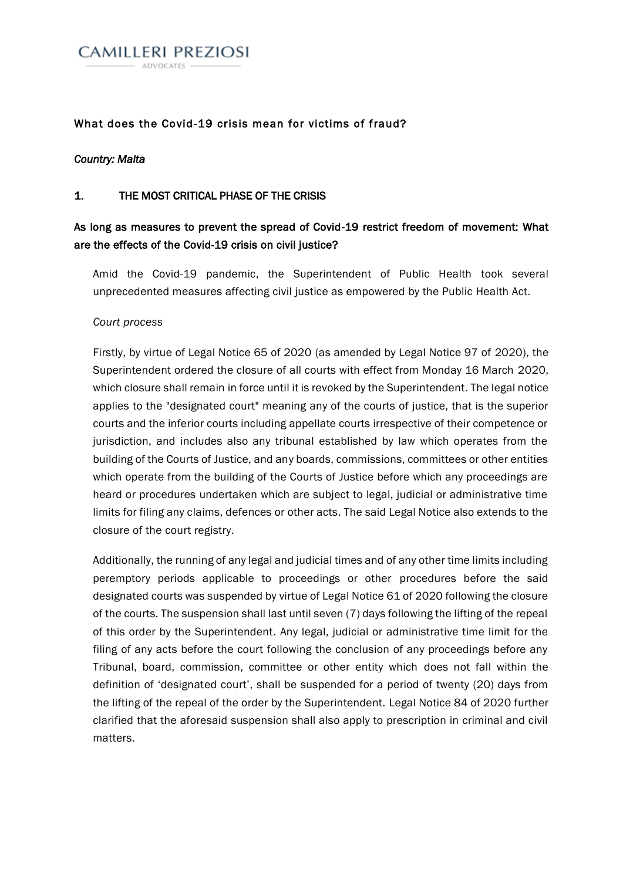CAMILLERI PREZIOSI

ADVOCATES

# What does the Covid-19 crisis mean for victims of fraud?

*Country: Malta*

## 1. THE MOST CRITICAL PHASE OF THE CRISIS

### As long as measures to prevent the spread of Covid-19 restrict freedom of movement: What are the effects of the Covid-19 crisis on civil justice?

Amid the Covid-19 pandemic, the Superintendent of Public Health took several unprecedented measures affecting civil justice as empowered by the Public Health Act.

*Court process*

Firstly, by virtue of Legal Notice 65 of 2020 (as amended by Legal Notice 97 of 2020), the Superintendent ordered the closure of all courts with effect from Monday 16 March 2020, which closure shall remain in force until it is revoked by the Superintendent. The legal notice applies to the "designated court" meaning any of the courts of justice, that is the superior courts and the inferior courts including appellate courts irrespective of their competence or jurisdiction, and includes also any tribunal established by law which operates from the building of the Courts of Justice, and any boards, commissions, committees or other entities which operate from the building of the Courts of Justice before which any proceedings are heard or procedures undertaken which are subject to legal, judicial or administrative time limits for filing any claims, defences or other acts. The said Legal Notice also extends to the closure of the court registry.

Additionally, the running of any legal and judicial times and of any other time limits including peremptory periods applicable to proceedings or other procedures before the said designated courts was suspended by virtue of Legal Notice 61 of 2020 following the closure of the courts. The suspension shall last until seven (7) days following the lifting of the repeal of this order by the Superintendent. Any legal, judicial or administrative time limit for the filing of any acts before the court following the conclusion of any proceedings before any Tribunal, board, commission, committee or other entity which does not fall within the definition of 'designated court', shall be suspended for a period of twenty (20) days from the lifting of the repeal of the order by the Superintendent. Legal Notice 84 of 2020 further clarified that the aforesaid suspension shall also apply to prescription in criminal and civil matters.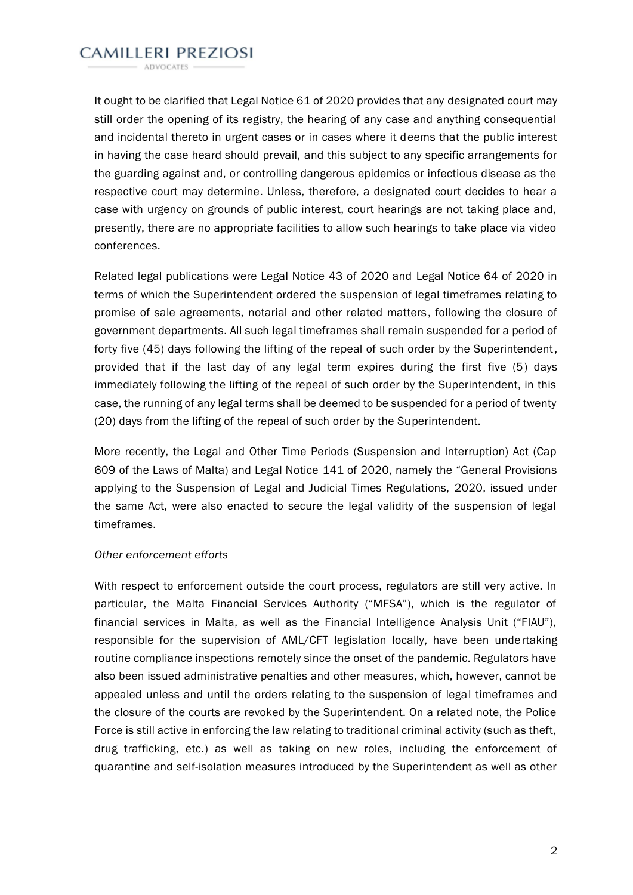It ought to be clarified that Legal Notice 61 of 2020 provides that any designated court may still order the opening of its registry, the hearing of any case and anything consequential and incidental thereto in urgent cases or in cases where it deems that the public interest in having the case heard should prevail, and this subject to any specific arrangements for the guarding against and, or controlling dangerous epidemics or infectious disease as the respective court may determine. Unless, therefore, a designated court decides to hear a case with urgency on grounds of public interest, court hearings are not taking place and, presently, there are no appropriate facilities to allow such hearings to take place via video conferences.

Related legal publications were Legal Notice 43 of 2020 and Legal Notice 64 of 2020 in terms of which the Superintendent ordered the suspension of legal timeframes relating to promise of sale agreements, notarial and other related matters, following the closure of government departments. All such legal timeframes shall remain suspended for a period of forty five (45) days following the lifting of the repeal of such order by the Superintendent, provided that if the last day of any legal term expires during the first five (5) days immediately following the lifting of the repeal of such order by the Superintendent, in this case, the running of any legal terms shall be deemed to be suspended for a period of twenty (20) days from the lifting of the repeal of such order by the Superintendent.

More recently, the Legal and Other Time Periods (Suspension and Interruption) Act (Cap 609 of the Laws of Malta) and Legal Notice 141 of 2020, namely the "General Provisions applying to the Suspension of Legal and Judicial Times Regulations, 2020, issued under the same Act, were also enacted to secure the legal validity of the suspension of legal timeframes.

*Other enforcement efforts*

With respect to enforcement outside the court process, regulators are still very active. In particular, the Malta Financial Services Authority ("MFSA"), which is the regulator of financial services in Malta, as well as the Financial Intelligence Analysis Unit ("FIAU"), responsible for the supervision of AML/CFT legislation locally, have been undertaking routine compliance inspections remotely since the onset of the pandemic. Regulators have also been issued administrative penalties and other measures, which, however, cannot be appealed unless and until the orders relating to the suspension of legal timeframes and the closure of the courts are revoked by the Superintendent. On a related note, the Police Force is still active in enforcing the law relating to traditional criminal activity (such as theft, drug trafficking, etc.) as well as taking on new roles, including the enforcement of quarantine and self-isolation measures introduced by the Superintendent as well as other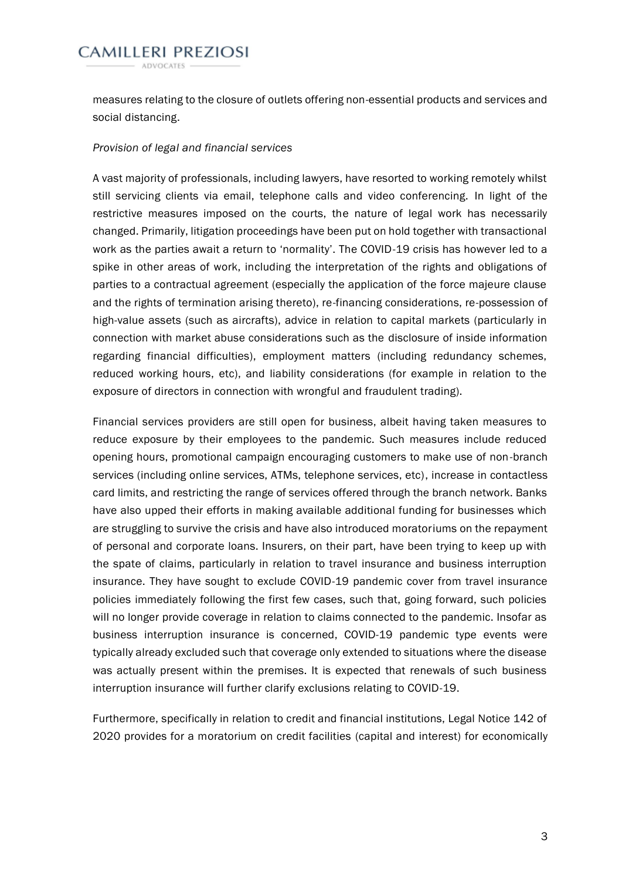measures relating to the closure of outlets offering non-essential products and services and social distancing.

*Provision of legal and financial services*

A vast majority of professionals, including lawyers, have resorted to working remotely whilst still servicing clients via email, telephone calls and video conferencing. In light of the restrictive measures imposed on the courts, the nature of legal work has necessarily changed. Primarily, litigation proceedings have been put on hold together with transactional work as the parties await a return to 'normality'. The COVID-19 crisis has however led to a spike in other areas of work, including the interpretation of the rights and obligations of parties to a contractual agreement (especially the application of the force majeure clause and the rights of termination arising thereto), re-financing considerations, re-possession of high-value assets (such as aircrafts), advice in relation to capital markets (particularly in connection with market abuse considerations such as the disclosure of inside information regarding financial difficulties), employment matters (including redundancy schemes, reduced working hours, etc), and liability considerations (for example in relation to the exposure of directors in connection with wrongful and fraudulent trading).

Financial services providers are still open for business, albeit having taken measures to reduce exposure by their employees to the pandemic. Such measures include reduced opening hours, promotional campaign encouraging customers to make use of non-branch services (including online services, ATMs, telephone services, etc), increase in contactless card limits, and restricting the range of services offered through the branch network. Banks have also upped their efforts in making available additional funding for businesses which are struggling to survive the crisis and have also introduced moratoriums on the repayment of personal and corporate loans. Insurers, on their part, have been trying to keep up with the spate of claims, particularly in relation to travel insurance and business interruption insurance. They have sought to exclude COVID-19 pandemic cover from travel insurance policies immediately following the first few cases, such that, going forward, such policies will no longer provide coverage in relation to claims connected to the pandemic. Insofar as business interruption insurance is concerned, COVID-19 pandemic type events were typically already excluded such that coverage only extended to situations where the disease was actually present within the premises. It is expected that renewals of such business interruption insurance will further clarify exclusions relating to COVID-19.

Furthermore, specifically in relation to credit and financial institutions, Legal Notice 142 of 2020 provides for a moratorium on credit facilities (capital and interest) for economically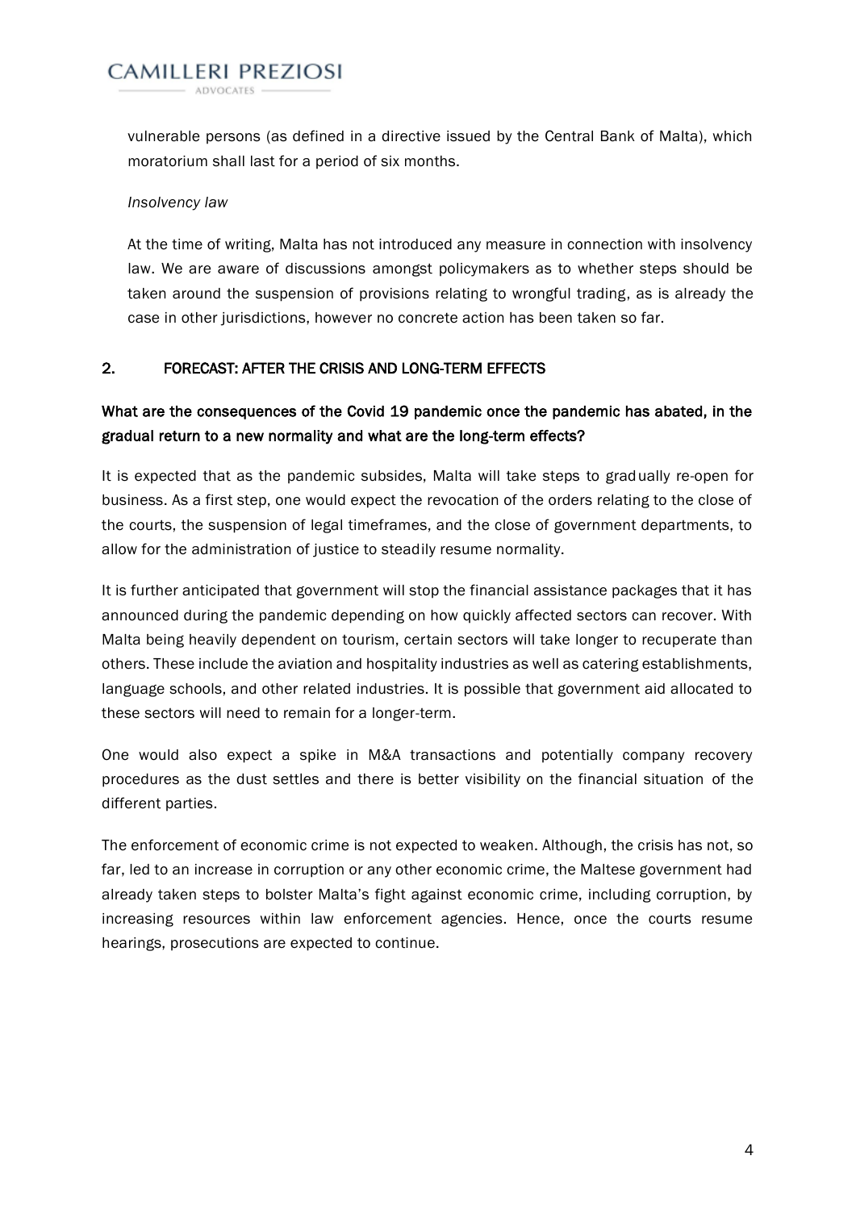vulnerable persons (as defined in a directive issued by the Central Bank of Malta), which moratorium shall last for a period of six months.

*Insolvency law*

At the time of writing, Malta has not introduced any measure in connection with insolvency law. We are aware of discussions amongst policymakers as to whether steps should be taken around the suspension of provisions relating to wrongful trading, as is already the case in other jurisdictions, however no concrete action has been taken so far.

## 2. FORECAST: AFTER THE CRISIS AND LONG-TERM EFFECTS

**What are the consequences of the Covid 19 pandemic once the pandemic has abated, in the gradual return to a new normality and what are the long-term effects?**

It is expected that as the pandemic subsides, Malta will take steps to gradually re-open for business. As a first step, one would expect the revocation of the orders relating to the close of the courts, the suspension of legal timeframes, and the close of government departments, to allow for the administration of justice to steadily resume normality.

It is further anticipated that government will stop the financial assistance packages that it has announced during the pandemic depending on how quickly affected sectors can recover. With Malta being heavily dependent on tourism, certain sectors will take longer to recuperate than others. These include the aviation and hospitality industries as well as catering establishments, language schools, and other related industries. It is possible that government aid allocated to these sectors will need to remain for a longer-term.

One would also expect a spike in M&A transactions and potentially company recovery procedures as the dust settles and there is better visibility on the financial situation of the different parties.

The enforcement of economic crime is not expected to weaken. Although, the crisis has not, so far, led to an increase in corruption or any other economic crime, the Maltese government had already taken steps to bolster Malta's fight against economic crime, including corruption, by increasing resources within law enforcement agencies. Hence, once the courts resume hearings, prosecutions are expected to continue.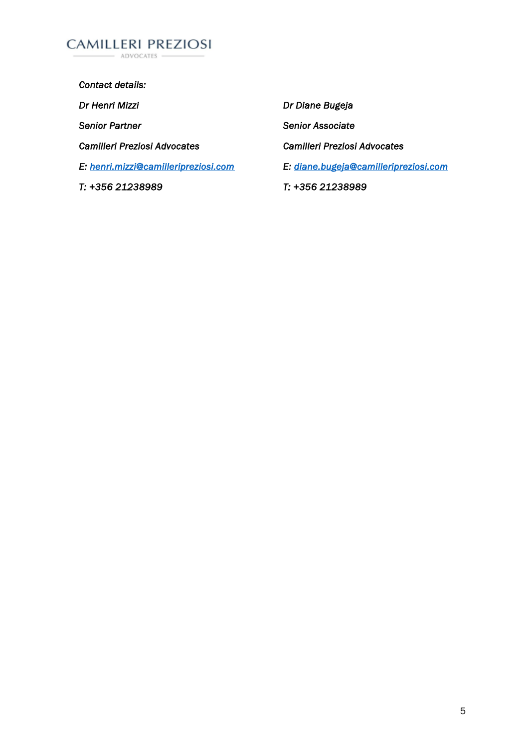*Contact details:*

*Dr Henri Mizzi*

*Senior Partner*

*Camilleri Preziosi Advocates*

*E: henri.mizzi@camilleripreziosi.com*

*T: +356 21238989*

*Dr Diane Bugeja*

*Senior Associate*

*Camilleri Preziosi Advocates*

*E: diane.bugeja@camilleripreziosi.com*

*T: +356 21238989*